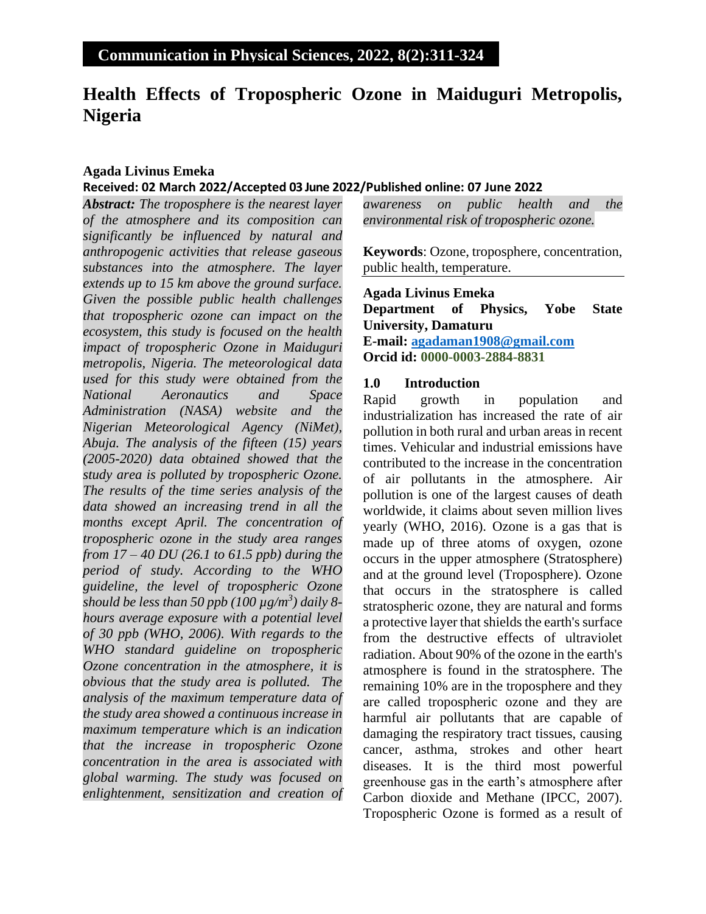# Health Effects of Tropospheric Ozone in Maiduguri Metropolis, Nigeria

**Agada Livinus Emeka**

**Received: 02 March 2022/Accepted 03 June 2022/Published online: 07 June 2022**

***Abstract:*** *The troposphere is the nearest layer of the atmosphere and its composition can significantly be influenced by natural and anthropogenic activities that release gaseous substances into the atmosphere. The layer extends up to 15 km above the ground surface. Given the possible public health challenges that tropospheric ozone can impact on the ecosystem, this study is focused on the health impact of tropospheric Ozone in Maiduguri metropolis, Nigeria. The meteorological data used for this study were obtained from the National Aeronautics and Space Administration (NASA) website and the Nigerian Meteorological Agency (NiMet), Abuja. The analysis of the fifteen (15) years (2005-2020) data obtained showed that the study area is polluted by tropospheric Ozone. The results of the time series analysis of the data showed an increasing trend in all the months except April. The concentration of tropospheric ozone in the study area ranges from 17 – 40 DU (26.1 to 61.5 ppb) during the period of study. According to the WHO guideline, the level of tropospheric Ozone should be less than 50 ppb (100 µg/m$^3$) daily 8-hours average exposure with a potential level of 30 ppb (WHO, 2006). With regards to the WHO standard guideline on tropospheric Ozone concentration in the atmosphere, it is obvious that the study area is polluted. The analysis of the maximum temperature data of the study area showed a continuous increase in maximum temperature which is an indication that the increase in tropospheric Ozone concentration in the area is associated with global warming. The study was focused on enlightenment, sensitization and creation of awareness on public health and the environmental risk of tropospheric ozone.*

**Keywords**: Ozone, troposphere, concentration, public health, temperature.

**Agada Livinus Emeka**
**Department of Physics, Yobe State University, Damaturu**
**E-mail: agadaman1908@gmail.com**
**Orcid id: 0000-0003-2884-8831**

## 1.0 Introduction

Rapid growth in population and industrialization has increased the rate of air pollution in both rural and urban areas in recent times. Vehicular and industrial emissions have contributed to the increase in the concentration of air pollutants in the atmosphere. Air pollution is one of the largest causes of death worldwide, it claims about seven million lives yearly (WHO, 2016). Ozone is a gas that is made up of three atoms of oxygen, ozone occurs in the upper atmosphere (Stratosphere) and at the ground level (Troposphere). Ozone that occurs in the stratosphere is called stratospheric ozone, they are natural and forms a protective layer that shields the earth's surface from the destructive effects of ultraviolet radiation. About 90% of the ozone in the earth's atmosphere is found in the stratosphere. The remaining 10% are in the troposphere and they are called tropospheric ozone and they are harmful air pollutants that are capable of damaging the respiratory tract tissues, causing cancer, asthma, strokes and other heart diseases. It is the third most powerful greenhouse gas in the earth's atmosphere after Carbon dioxide and Methane (IPCC, 2007). Tropospheric Ozone is formed as a result of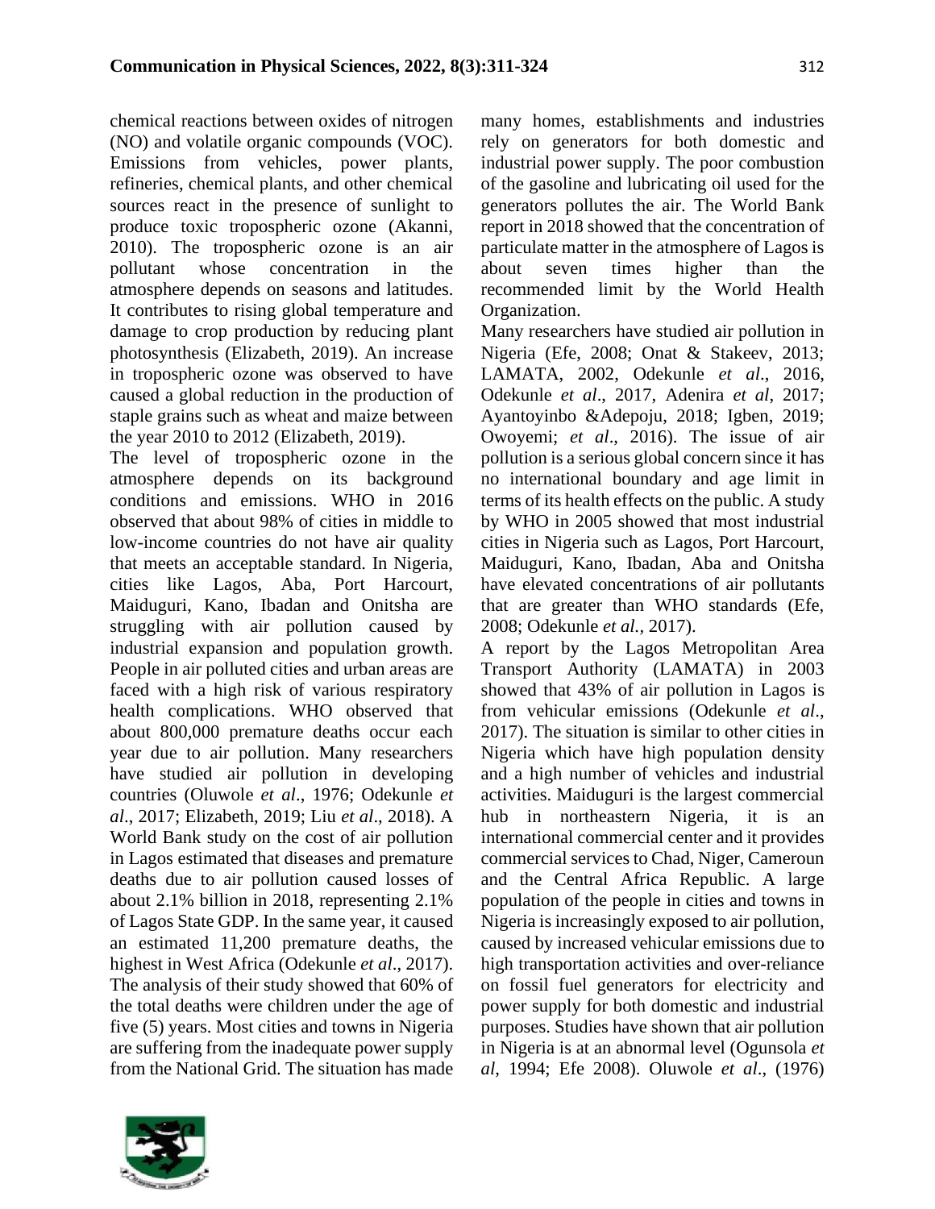chemical reactions between oxides of nitrogen (NO) and volatile organic compounds (VOC). Emissions from vehicles, power plants, refineries, chemical plants, and other chemical sources react in the presence of sunlight to produce toxic tropospheric ozone (Akanni, 2010). The tropospheric ozone is an air pollutant whose concentration in the atmosphere depends on seasons and latitudes. It contributes to rising global temperature and damage to crop production by reducing plant photosynthesis (Elizabeth, 2019). An increase in tropospheric ozone was observed to have caused a global reduction in the production of staple grains such as wheat and maize between the year 2010 to 2012 (Elizabeth, 2019).

The level of tropospheric ozone in the atmosphere depends on its background conditions and emissions. WHO in 2016 observed that about 98% of cities in middle to low-income countries do not have air quality that meets an acceptable standard. In Nigeria, cities like Lagos, Aba, Port Harcourt, Maiduguri, Kano, Ibadan and Onitsha are struggling with air pollution caused by industrial expansion and population growth. People in air polluted cities and urban areas are faced with a high risk of various respiratory health complications. WHO observed that about 800,000 premature deaths occur each year due to air pollution. Many researchers have studied air pollution in developing countries (Oluwole *et al*., 1976; Odekunle *et al*., 2017; Elizabeth, 2019; Liu *et al*., 2018). A World Bank study on the cost of air pollution in Lagos estimated that diseases and premature deaths due to air pollution caused losses of about 2.1% billion in 2018, representing 2.1% of Lagos State GDP. In the same year, it caused an estimated 11,200 premature deaths, the highest in West Africa (Odekunle *et al*., 2017). The analysis of their study showed that 60% of the total deaths were children under the age of five (5) years. Most cities and towns in Nigeria are suffering from the inadequate power supply from the National Grid. The situation has made many homes, establishments and industries rely on generators for both domestic and industrial power supply. The poor combustion of the gasoline and lubricating oil used for the generators pollutes the air. The World Bank report in 2018 showed that the concentration of particulate matter in the atmosphere of Lagos is about seven times higher than the recommended limit by the World Health Organization.

Many researchers have studied air pollution in Nigeria (Efe, 2008; Onat & Stakeev, 2013; LAMATA, 2002, Odekunle *et al*., 2016, Odekunle *et al*., 2017, Adenira *et al*, 2017; Ayantoyinbo &Adepoju, 2018; Igben, 2019; Owoyemi; *et al*., 2016). The issue of air pollution is a serious global concern since it has no international boundary and age limit in terms of its health effects on the public. A study by WHO in 2005 showed that most industrial cities in Nigeria such as Lagos, Port Harcourt, Maiduguri, Kano, Ibadan, Aba and Onitsha have elevated concentrations of air pollutants that are greater than WHO standards (Efe, 2008; Odekunle *et al.*, 2017).

A report by the Lagos Metropolitan Area Transport Authority (LAMATA) in 2003 showed that 43% of air pollution in Lagos is from vehicular emissions (Odekunle *et al*., 2017). The situation is similar to other cities in Nigeria which have high population density and a high number of vehicles and industrial activities. Maiduguri is the largest commercial hub in northeastern Nigeria, it is an international commercial center and it provides commercial services to Chad, Niger, Cameroun and the Central Africa Republic. A large population of the people in cities and towns in Nigeria is increasingly exposed to air pollution, caused by increased vehicular emissions due to high transportation activities and over-reliance on fossil fuel generators for electricity and power supply for both domestic and industrial purposes. Studies have shown that air pollution in Nigeria is at an abnormal level (Ogunsola *et al*, 1994; Efe 2008). Oluwole *et al*., (1976)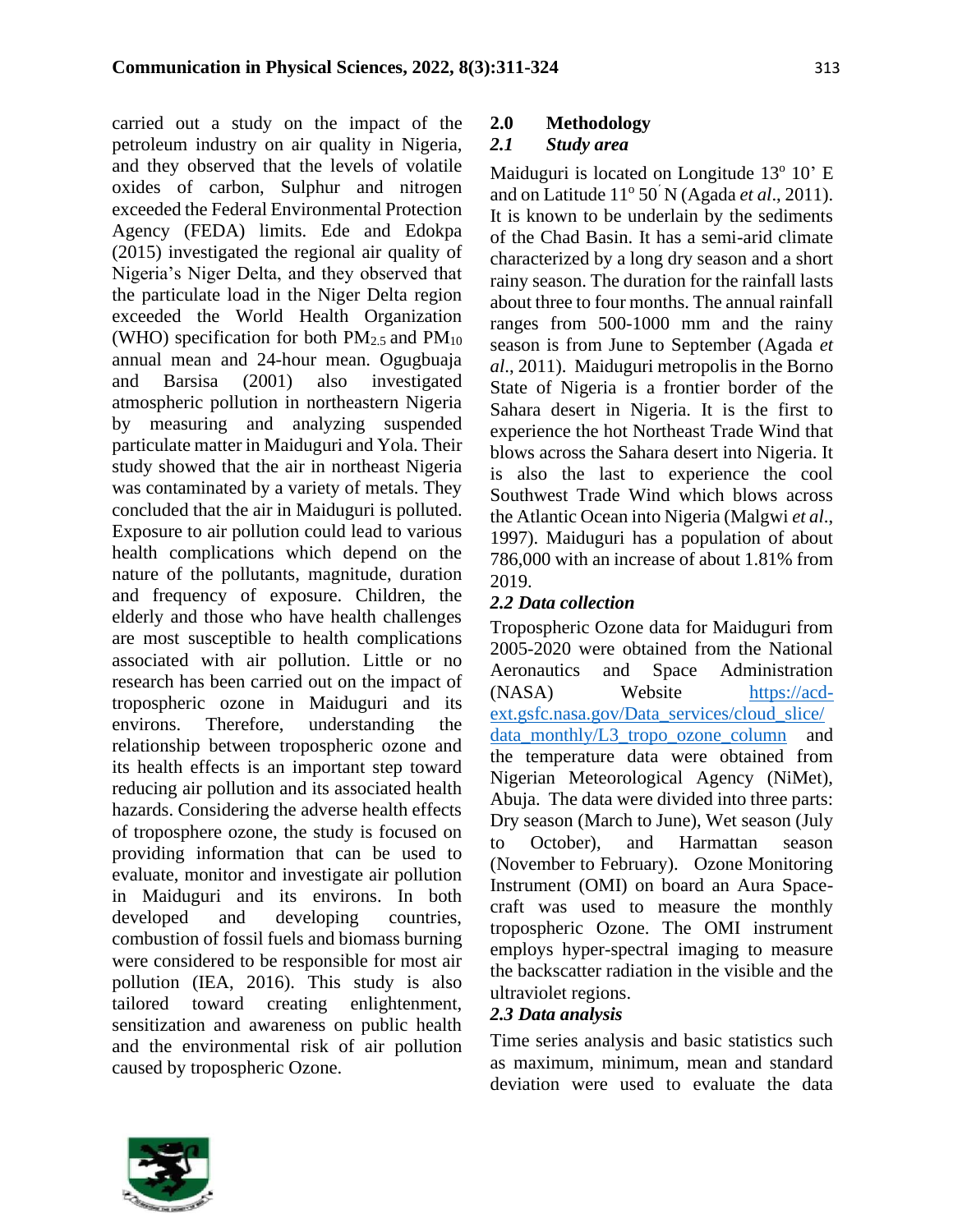carried out a study on the impact of the petroleum industry on air quality in Nigeria, and they observed that the levels of volatile oxides of carbon, Sulphur and nitrogen exceeded the Federal Environmental Protection Agency (FEDA) limits. Ede and Edokpa (2015) investigated the regional air quality of Nigeria's Niger Delta, and they observed that the particulate load in the Niger Delta region exceeded the World Health Organization (WHO) specification for both $PM_{2.5}$ and $PM_{10}$ annual mean and 24-hour mean. Ogugbuaja and Barsisa (2001) also investigated atmospheric pollution in northeastern Nigeria by measuring and analyzing suspended particulate matter in Maiduguri and Yola. Their study showed that the air in northeast Nigeria was contaminated by a variety of metals. They concluded that the air in Maiduguri is polluted. Exposure to air pollution could lead to various health complications which depend on the nature of the pollutants, magnitude, duration and frequency of exposure. Children, the elderly and those who have health challenges are most susceptible to health complications associated with air pollution. Little or no research has been carried out on the impact of tropospheric ozone in Maiduguri and its environs. Therefore, understanding the relationship between tropospheric ozone and its health effects is an important step toward reducing air pollution and its associated health hazards. Considering the adverse health effects of troposphere ozone, the study is focused on providing information that can be used to evaluate, monitor and investigate air pollution in Maiduguri and its environs. In both developed and developing countries, combustion of fossil fuels and biomass burning were considered to be responsible for most air pollution (IEA, 2016). This study is also tailored toward creating enlightenment, sensitization and awareness on public health and the environmental risk of air pollution caused by tropospheric Ozone.

## 2.0 Methodology

### *2.1 Study area*

Maiduguri is located on Longitude $13^{o}$ 10' E and on Latitude $11^{o}$ 50' N (Agada *et al*., 2011). It is known to be underlain by the sediments of the Chad Basin. It has a semi-arid climate characterized by a long dry season and a short rainy season. The duration for the rainfall lasts about three to four months. The annual rainfall ranges from 500-1000 mm and the rainy season is from June to September (Agada *et al*., 2011). Maiduguri metropolis in the Borno State of Nigeria is a frontier border of the Sahara desert in Nigeria. It is the first to experience the hot Northeast Trade Wind that blows across the Sahara desert into Nigeria. It is also the last to experience the cool Southwest Trade Wind which blows across the Atlantic Ocean into Nigeria (Malgwi *et al*., 1997). Maiduguri has a population of about 786,000 with an increase of about 1.81% from 2019.

### *2.2 Data collection*

Tropospheric Ozone data for Maiduguri from 2005-2020 were obtained from the National Aeronautics and Space Administration (NASA) Website https://acd-ext.gsfc.nasa.gov/Data_services/cloud_slice/data_monthly/L3_tropo_ozone_column and the temperature data were obtained from Nigerian Meteorological Agency (NiMet), Abuja. The data were divided into three parts: Dry season (March to June), Wet season (July to October), and Harmattan season (November to February). Ozone Monitoring Instrument (OMI) on board an Aura Space-craft was used to measure the monthly tropospheric Ozone. The OMI instrument employs hyper-spectral imaging to measure the backscatter radiation in the visible and the ultraviolet regions.

### *2.3 Data analysis*

Time series analysis and basic statistics such as maximum, minimum, mean and standard deviation were used to evaluate the data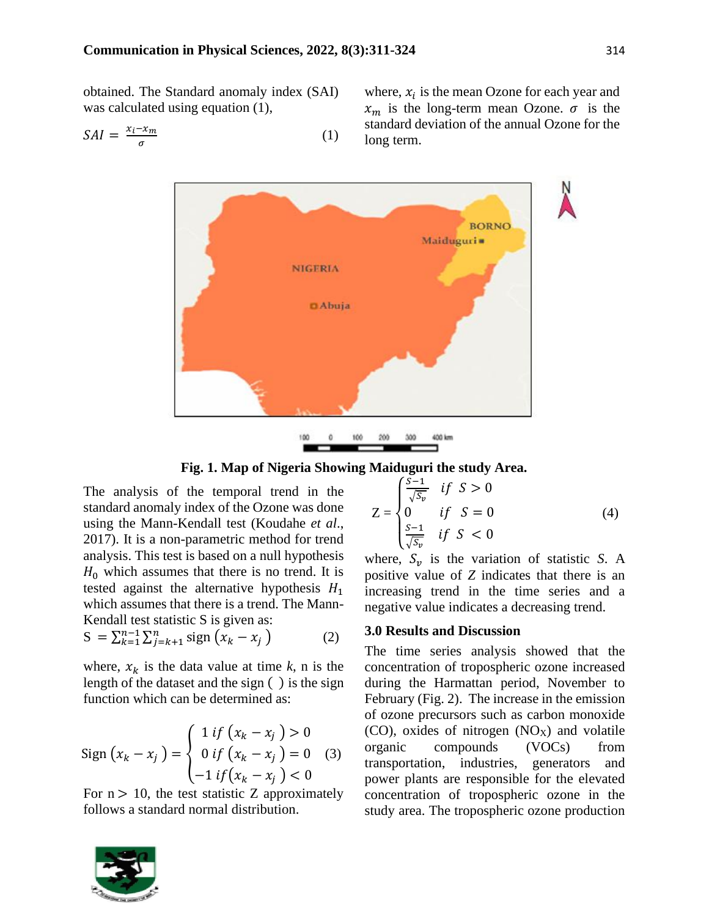obtained. The Standard anomaly index (SAI) was calculated using equation (1),

$$SAI = \frac{x_i - x_m}{\sigma} \quad (1)$$

where, $x_i$ is the mean Ozone for each year and $x_m$ is the long-term mean Ozone. $\sigma$ is the standard deviation of the annual Ozone for the long term.

Fig. 1. Map of Nigeria Showing Maiduguri the study Area.

The analysis of the temporal trend in the standard anomaly index of the Ozone was done using the Mann-Kendall test (Koudahe *et al*., 2017). It is a non-parametric method for trend analysis. This test is based on a null hypothesis $H_0$ which assumes that there is no trend. It is tested against the alternative hypothesis $H_1$ which assumes that there is a trend. The Mann-Kendall test statistic S is given as:

$$S = \sum_{k=1}^{n-1} \sum_{j=k+1}^{n} \text{sign}\left(x_k - x_j\right) \quad (2)$$

where, $x_k$ is the data value at time $k$, n is the length of the dataset and the sign ( ) is the sign function which can be determined as:

$$\text{Sign}\left(x_k - x_j\right) = \begin{cases} 1 \; if \left(x_k - x_j\right) > 0 \\ 0 \; if \left(x_k - x_j\right) = 0 \\ -1 \; if \left(x_k - x_j\right) < 0 \end{cases} \quad (3)$$

For n $>$ 10, the test statistic Z approximately follows a standard normal distribution.

$$Z = \begin{cases} \frac{S-1}{\sqrt{S_v}} & if \;\; S > 0 \\ 0 & if \;\; S = 0 \\ \frac{S-1}{\sqrt{S_v}} & if \;\; S < 0 \end{cases} \quad (4)$$

where, $S_v$ is the variation of statistic *S*. A positive value of *Z* indicates that there is an increasing trend in the time series and a negative value indicates a decreasing trend.

## 3.0 Results and Discussion

The time series analysis showed that the concentration of tropospheric ozone increased during the Harmattan period, November to February (Fig. 2). The increase in the emission of ozone precursors such as carbon monoxide (CO), oxides of nitrogen ($NO_X$) and volatile organic compounds (VOCs) from transportation, industries, generators and power plants are responsible for the elevated concentration of tropospheric ozone in the study area. The tropospheric ozone production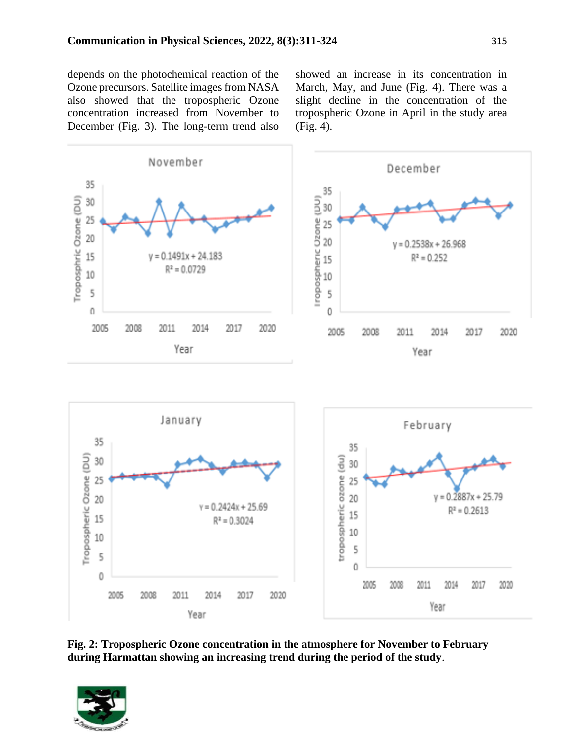depends on the photochemical reaction of the Ozone precursors. Satellite images from NASA also showed that the tropospheric Ozone concentration increased from November to December (Fig. 3). The long-term trend also showed an increase in its concentration in March, May, and June (Fig. 4). There was a slight decline in the concentration of the tropospheric Ozone in April in the study area (Fig. 4).

**Fig. 2: Tropospheric Ozone concentration in the atmosphere for November to February during Harmattan showing an increasing trend during the period of the study**.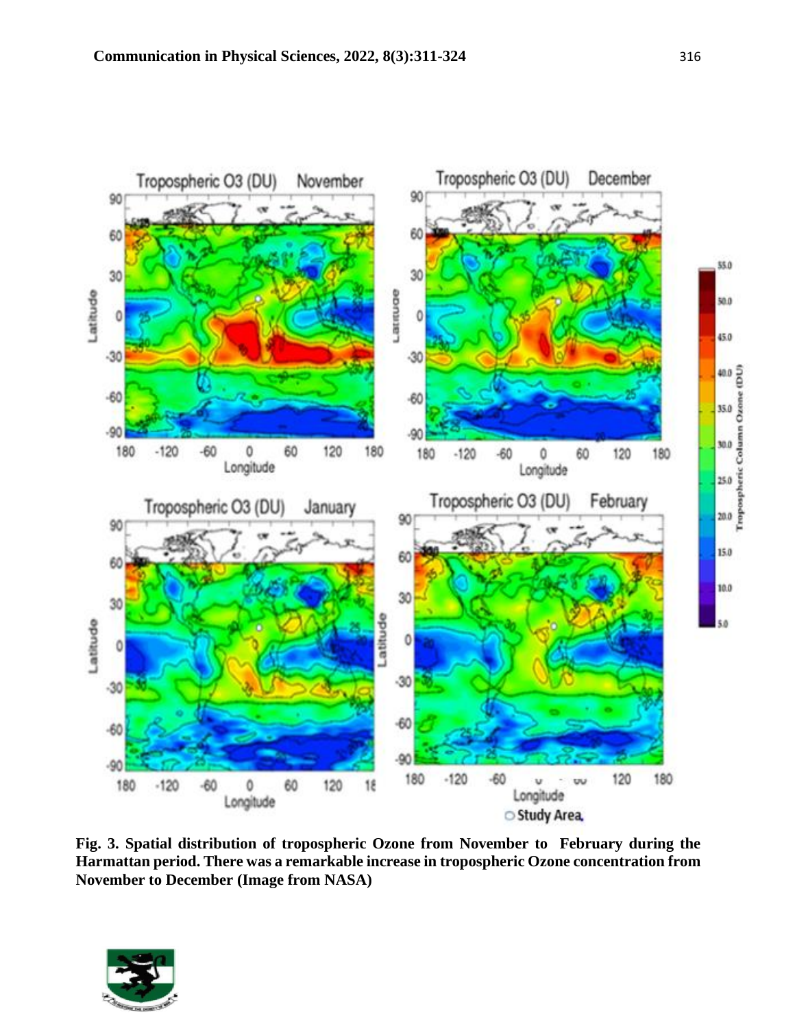Fig. 3. Spatial distribution of tropospheric Ozone from November to February during the Harmattan period. There was a remarkable increase in tropospheric Ozone concentration from November to December (Image from NASA)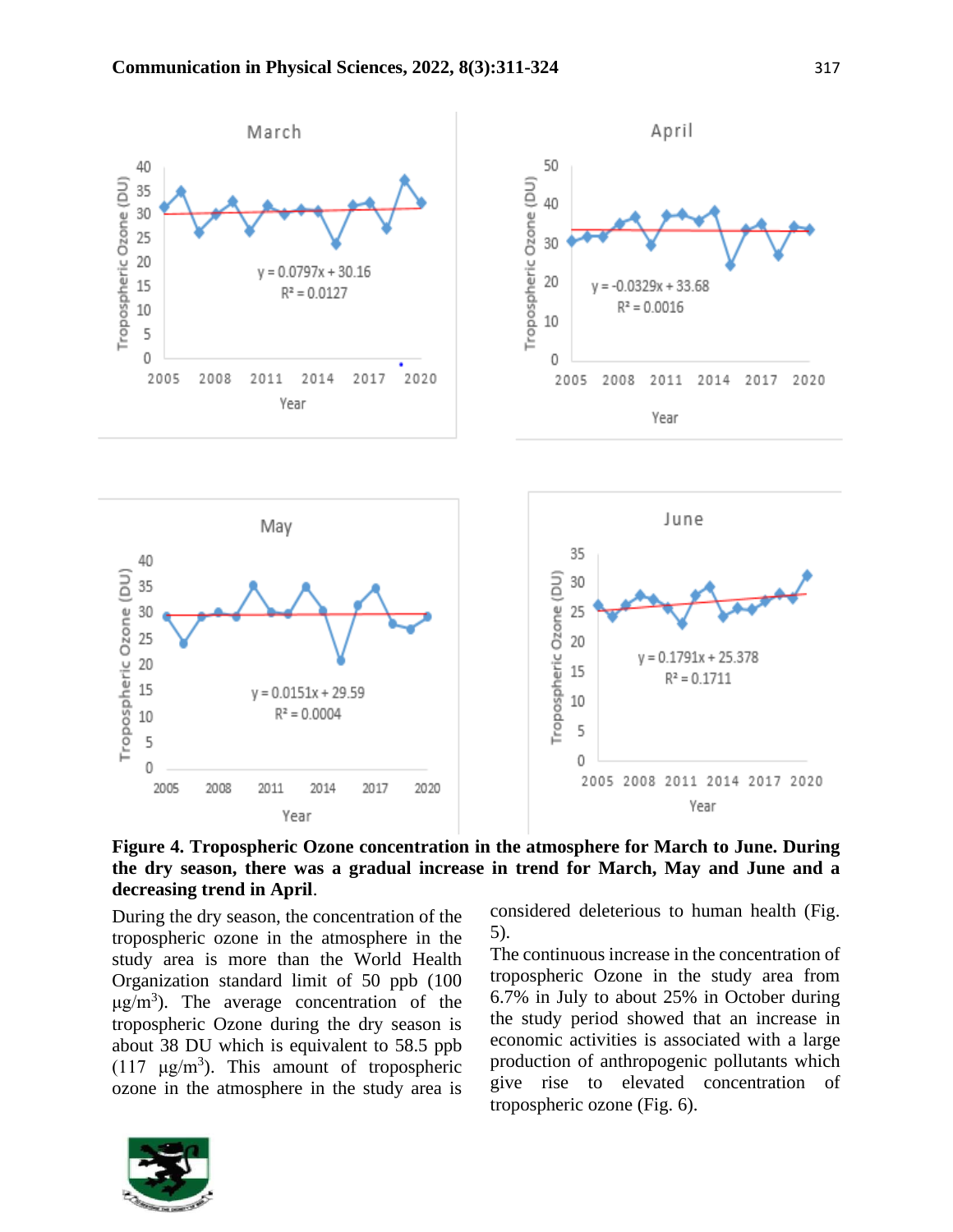**Figure 4. Tropospheric Ozone concentration in the atmosphere for March to June. During the dry season, there was a gradual increase in trend for March, May and June and a decreasing trend in April**.

During the dry season, the concentration of the tropospheric ozone in the atmosphere in the study area is more than the World Health Organization standard limit of 50 ppb (100 μg/m$^3$). The average concentration of the tropospheric Ozone during the dry season is about 38 DU which is equivalent to 58.5 ppb (117 μg/m$^3$). This amount of tropospheric ozone in the atmosphere in the study area is considered deleterious to human health (Fig. 5).

The continuous increase in the concentration of tropospheric Ozone in the study area from 6.7% in July to about 25% in October during the study period showed that an increase in economic activities is associated with a large production of anthropogenic pollutants which give rise to elevated concentration of tropospheric ozone (Fig. 6).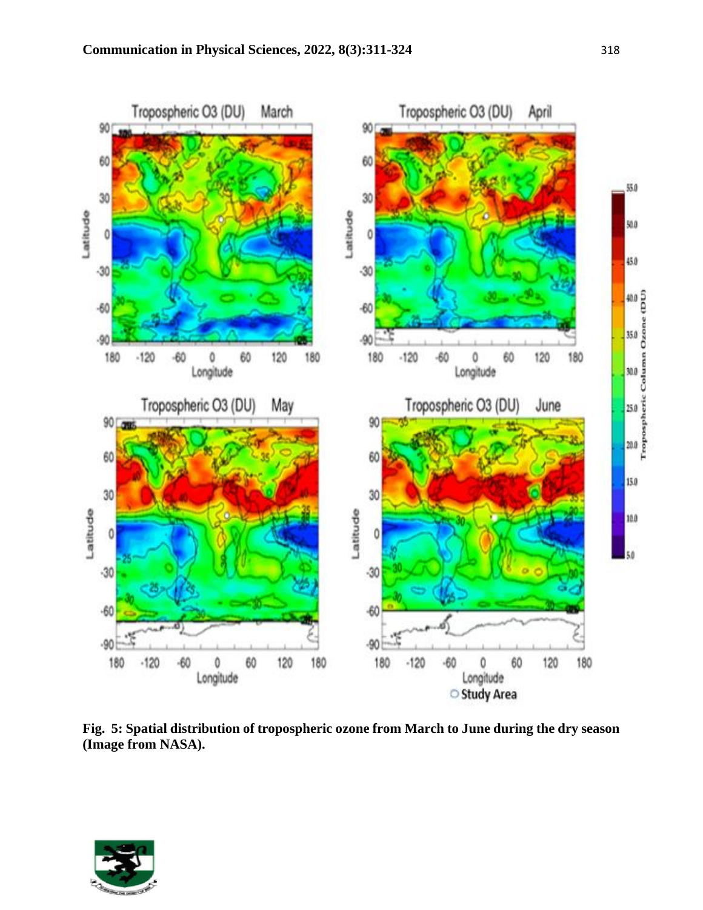**Fig. 5: Spatial distribution of tropospheric ozone from March to June during the dry season (Image from NASA).**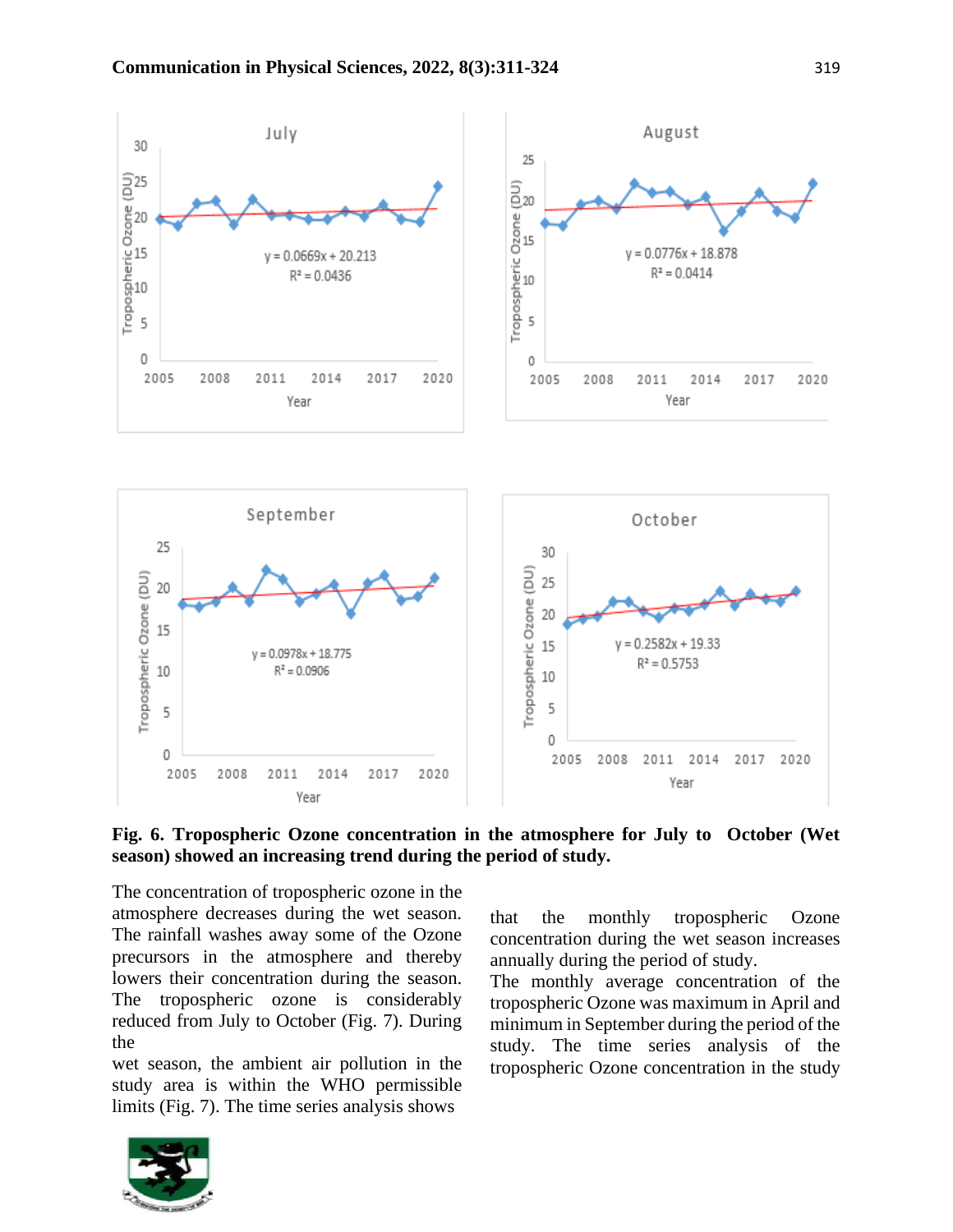**Fig. 6. Tropospheric Ozone concentration in the atmosphere for July to October (Wet season) showed an increasing trend during the period of study.**

The concentration of tropospheric ozone in the atmosphere decreases during the wet season. The rainfall washes away some of the Ozone precursors in the atmosphere and thereby lowers their concentration during the season. The tropospheric ozone is considerably reduced from July to October (Fig. 7). During the wet season, the ambient air pollution in the study area is within the WHO permissible limits (Fig. 7). The time series analysis shows that the monthly tropospheric Ozone concentration during the wet season increases annually during the period of study.

The monthly average concentration of the tropospheric Ozone was maximum in April and minimum in September during the period of the study. The time series analysis of the tropospheric Ozone concentration in the study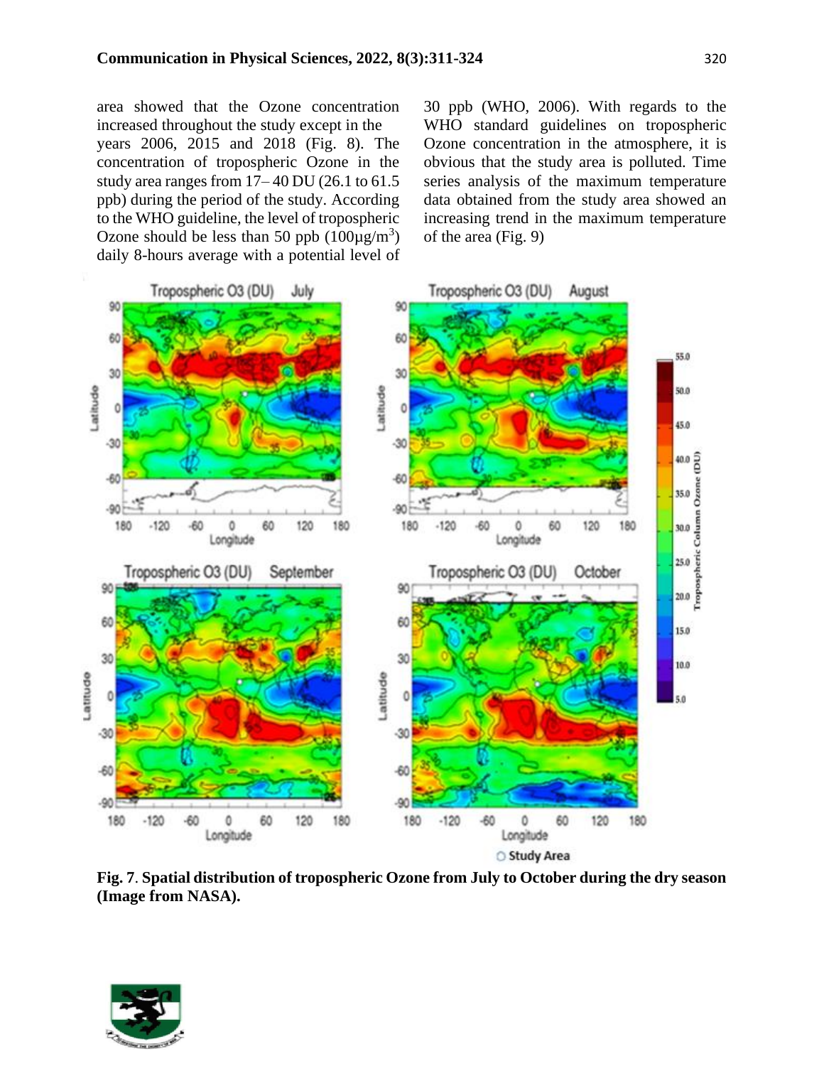area showed that the Ozone concentration increased throughout the study except in the years 2006, 2015 and 2018 (Fig. 8). The concentration of tropospheric Ozone in the study area ranges from 17– 40 DU (26.1 to 61.5 ppb) during the period of the study. According to the WHO guideline, the level of tropospheric Ozone should be less than 50 ppb (100µg/m$^3$) daily 8-hours average with a potential level of 30 ppb (WHO, 2006). With regards to the WHO standard guidelines on tropospheric Ozone concentration in the atmosphere, it is obvious that the study area is polluted. Time series analysis of the maximum temperature data obtained from the study area showed an increasing trend in the maximum temperature of the area (Fig. 9)

**Fig. 7**. **Spatial distribution of tropospheric Ozone from July to October during the dry season (Image from NASA).**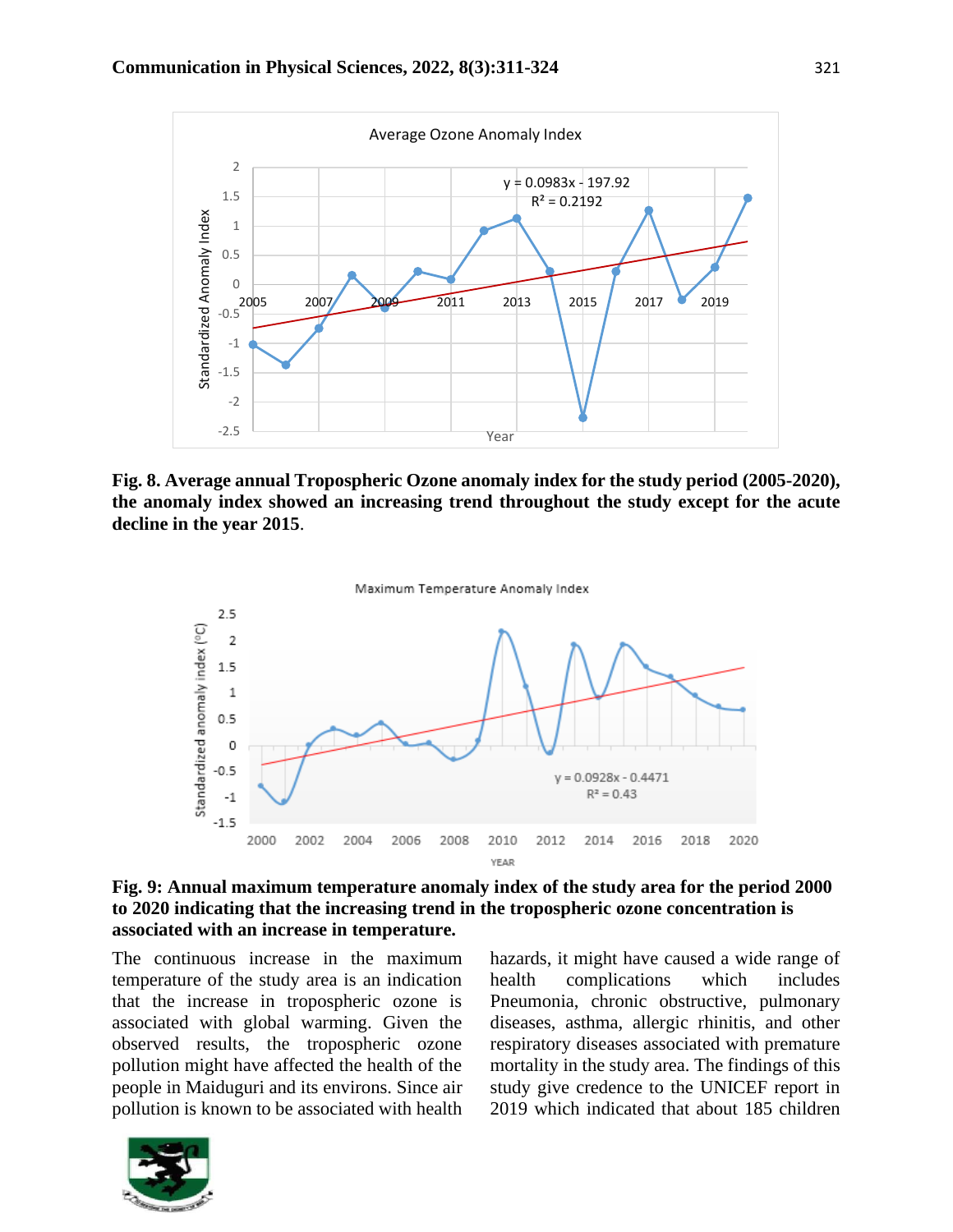**Fig. 8. Average annual Tropospheric Ozone anomaly index for the study period (2005-2020), the anomaly index showed an increasing trend throughout the study except for the acute decline in the year 2015**.

**Fig. 9: Annual maximum temperature anomaly index of the study area for the period 2000 to 2020 indicating that the increasing trend in the tropospheric ozone concentration is associated with an increase in temperature.**

The continuous increase in the maximum temperature of the study area is an indication that the increase in tropospheric ozone is associated with global warming. Given the observed results, the tropospheric ozone pollution might have affected the health of the people in Maiduguri and its environs. Since air pollution is known to be associated with health hazards, it might have caused a wide range of health complications which includes Pneumonia, chronic obstructive, pulmonary diseases, asthma, allergic rhinitis, and other respiratory diseases associated with premature mortality in the study area. The findings of this study give credence to the UNICEF report in 2019 which indicated that about 185 children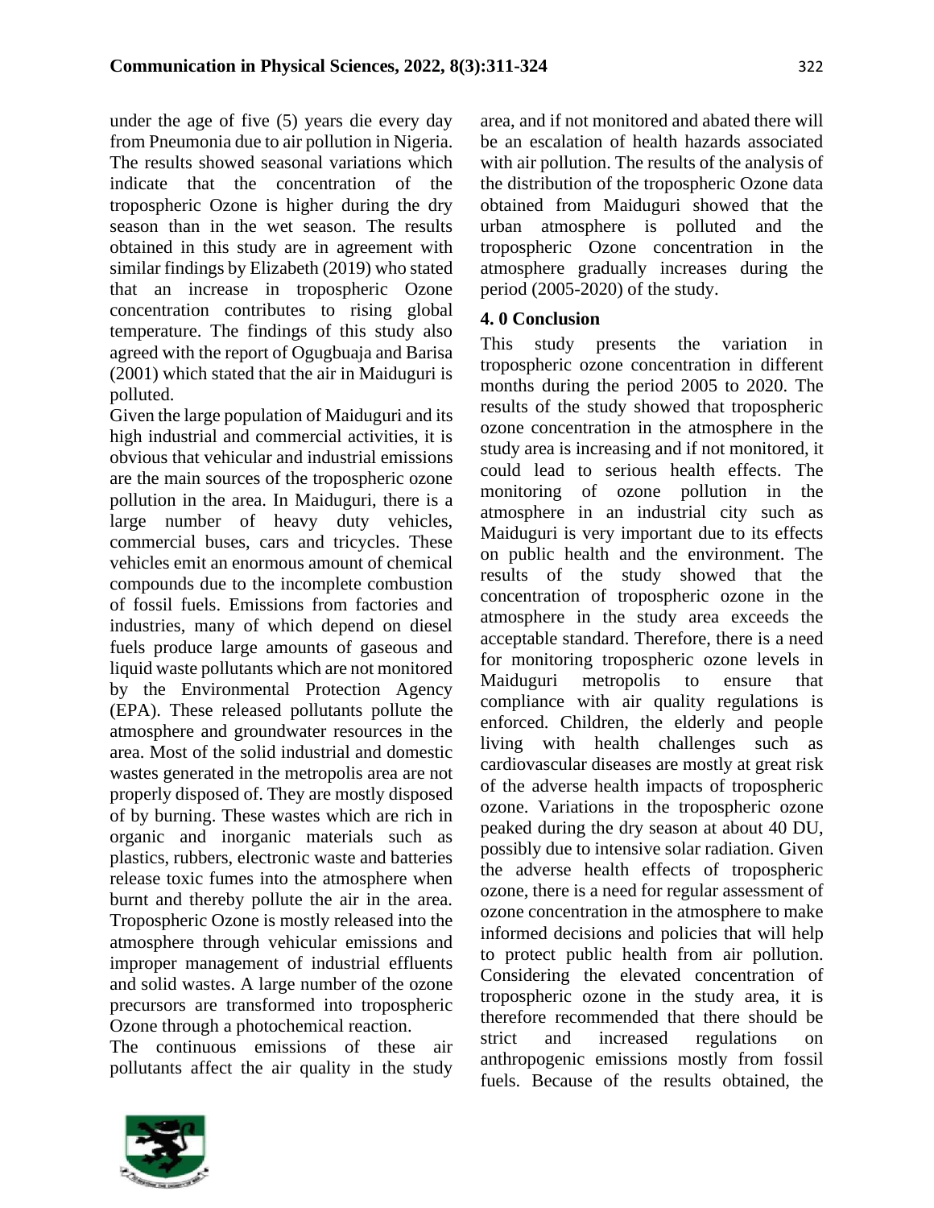under the age of five (5) years die every day from Pneumonia due to air pollution in Nigeria. The results showed seasonal variations which indicate that the concentration of the tropospheric Ozone is higher during the dry season than in the wet season. The results obtained in this study are in agreement with similar findings by Elizabeth (2019) who stated that an increase in tropospheric Ozone concentration contributes to rising global temperature. The findings of this study also agreed with the report of Ogugbuaja and Barisa (2001) which stated that the air in Maiduguri is polluted.

Given the large population of Maiduguri and its high industrial and commercial activities, it is obvious that vehicular and industrial emissions are the main sources of the tropospheric ozone pollution in the area. In Maiduguri, there is a large number of heavy duty vehicles, commercial buses, cars and tricycles. These vehicles emit an enormous amount of chemical compounds due to the incomplete combustion of fossil fuels. Emissions from factories and industries, many of which depend on diesel fuels produce large amounts of gaseous and liquid waste pollutants which are not monitored by the Environmental Protection Agency (EPA). These released pollutants pollute the atmosphere and groundwater resources in the area. Most of the solid industrial and domestic wastes generated in the metropolis area are not properly disposed of. They are mostly disposed of by burning. These wastes which are rich in organic and inorganic materials such as plastics, rubbers, electronic waste and batteries release toxic fumes into the atmosphere when burnt and thereby pollute the air in the area. Tropospheric Ozone is mostly released into the atmosphere through vehicular emissions and improper management of industrial effluents and solid wastes. A large number of the ozone precursors are transformed into tropospheric Ozone through a photochemical reaction.

The continuous emissions of these air pollutants affect the air quality in the study area, and if not monitored and abated there will be an escalation of health hazards associated with air pollution. The results of the analysis of the distribution of the tropospheric Ozone data obtained from Maiduguri showed that the urban atmosphere is polluted and the tropospheric Ozone concentration in the atmosphere gradually increases during the period (2005-2020) of the study.

## 4. 0 Conclusion

This study presents the variation in tropospheric ozone concentration in different months during the period 2005 to 2020. The results of the study showed that tropospheric ozone concentration in the atmosphere in the study area is increasing and if not monitored, it could lead to serious health effects. The monitoring of ozone pollution in the atmosphere in an industrial city such as Maiduguri is very important due to its effects on public health and the environment. The results of the study showed that the concentration of tropospheric ozone in the atmosphere in the study area exceeds the acceptable standard. Therefore, there is a need for monitoring tropospheric ozone levels in Maiduguri metropolis to ensure that compliance with air quality regulations is enforced. Children, the elderly and people living with health challenges such as cardiovascular diseases are mostly at great risk of the adverse health impacts of tropospheric ozone. Variations in the tropospheric ozone peaked during the dry season at about 40 DU, possibly due to intensive solar radiation. Given the adverse health effects of tropospheric ozone, there is a need for regular assessment of ozone concentration in the atmosphere to make informed decisions and policies that will help to protect public health from air pollution. Considering the elevated concentration of tropospheric ozone in the study area, it is therefore recommended that there should be strict and increased regulations on anthropogenic emissions mostly from fossil fuels. Because of the results obtained, the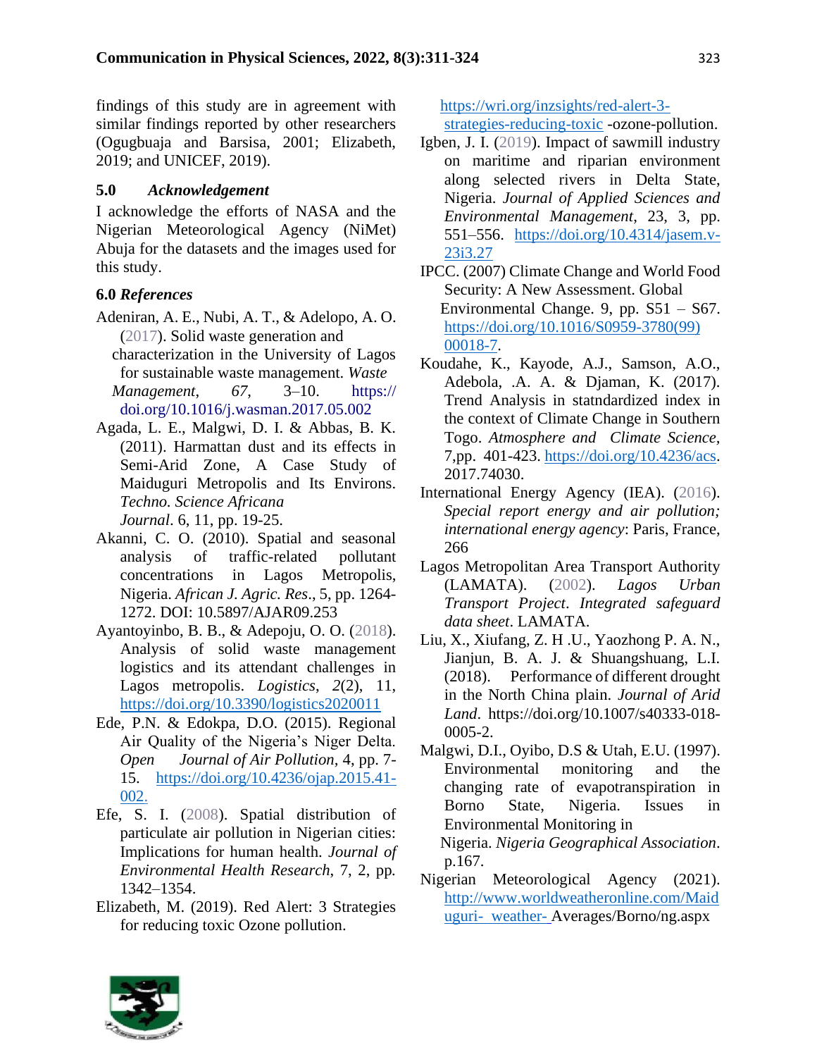findings of this study are in agreement with similar findings reported by other researchers (Ogugbuaja and Barsisa, 2001; Elizabeth, 2019; and UNICEF, 2019).

## 5.0 *Acknowledgement*

I acknowledge the efforts of NASA and the Nigerian Meteorological Agency (NiMet) Abuja for the datasets and the images used for this study.

## 6.0 *References*

Adeniran, A. E., Nubi, A. T., & Adelopo, A. O. (2017). Solid waste generation and characterization in the University of Lagos for sustainable waste management. *Waste Management*, *67*, 3–10. https://doi.org/10.1016/j.wasman.2017.05.002

Agada, L. E., Malgwi, D. I. & Abbas, B. K. (2011). Harmattan dust and its effects in Semi-Arid Zone, A Case Study of Maiduguri Metropolis and Its Environs. *Techno. Science Africana Journal*. 6, 11, pp. 19-25.

Akanni, C. O. (2010). Spatial and seasonal analysis of traffic-related pollutant concentrations in Lagos Metropolis, Nigeria. *African J. Agric. Res*., 5, pp. 1264-1272. DOI: 10.5897/AJAR09.253

Ayantoyinbo, B. B., & Adepoju, O. O. (2018). Analysis of solid waste management logistics and its attendant challenges in Lagos metropolis. *Logistics*, *2*(2), 11, https://doi.org/10.3390/logistics2020011

Ede, P.N. & Edokpa, D.O. (2015). Regional Air Quality of the Nigeria's Niger Delta. *Open Journal of Air Pollution,* 4, pp. 7-15. https://doi.org/10.4236/ojap.2015.41-002.

Efe, S. I. (2008). Spatial distribution of particulate air pollution in Nigerian cities: Implications for human health. *Journal of Environmental Health Research*, 7, 2, pp. 1342–1354.

Elizabeth, M. (2019). Red Alert: 3 Strategies for reducing toxic Ozone pollution. https://wri.org/inzsights/red-alert-3-strategies-reducing-toxic -ozone-pollution.

Igben, J. I. (2019). Impact of sawmill industry on maritime and riparian environment along selected rivers in Delta State, Nigeria. *Journal of Applied Sciences and Environmental Management*, 23, 3, pp. 551–556. https://doi.org/10.4314/jasem.v-23i3.27

IPCC. (2007) Climate Change and World Food Security: A New Assessment. Global Environmental Change. 9, pp. S51 – S67. https://doi.org/10.1016/S0959-3780(99)00018-7.

Koudahe, K., Kayode, A.J., Samson, A.O., Adebola, .A. A. & Djaman, K. (2017). Trend Analysis in statndardized index in the context of Climate Change in Southern Togo. *Atmosphere and Climate Science*, 7,pp. 401-423. https://doi.org/10.4236/acs.2017.74030.

International Energy Agency (IEA). (2016). *Special report energy and air pollution; international energy agency*: Paris, France, 266

Lagos Metropolitan Area Transport Authority (LAMATA). (2002). *Lagos Urban Transport Project*. *Integrated safeguard data sheet*. LAMATA.

Liu, X., Xiufang, Z. H .U., Yaozhong P. A. N., Jianjun, B. A. J. & Shuangshuang, L.I. (2018). Performance of different drought in the North China plain. *Journal of Arid Land*. https://doi.org/10.1007/s40333-018-0005-2.

Malgwi, D.I., Oyibo, D.S & Utah, E.U. (1997). Environmental monitoring and the changing rate of evapotranspiration in Borno State, Nigeria. Issues in Environmental Monitoring in Nigeria. *Nigeria Geographical Association*. p.167.

Nigerian Meteorological Agency (2021). http://www.worldweatheronline.com/Maiduguri- weather- Averages/Borno/ng.aspx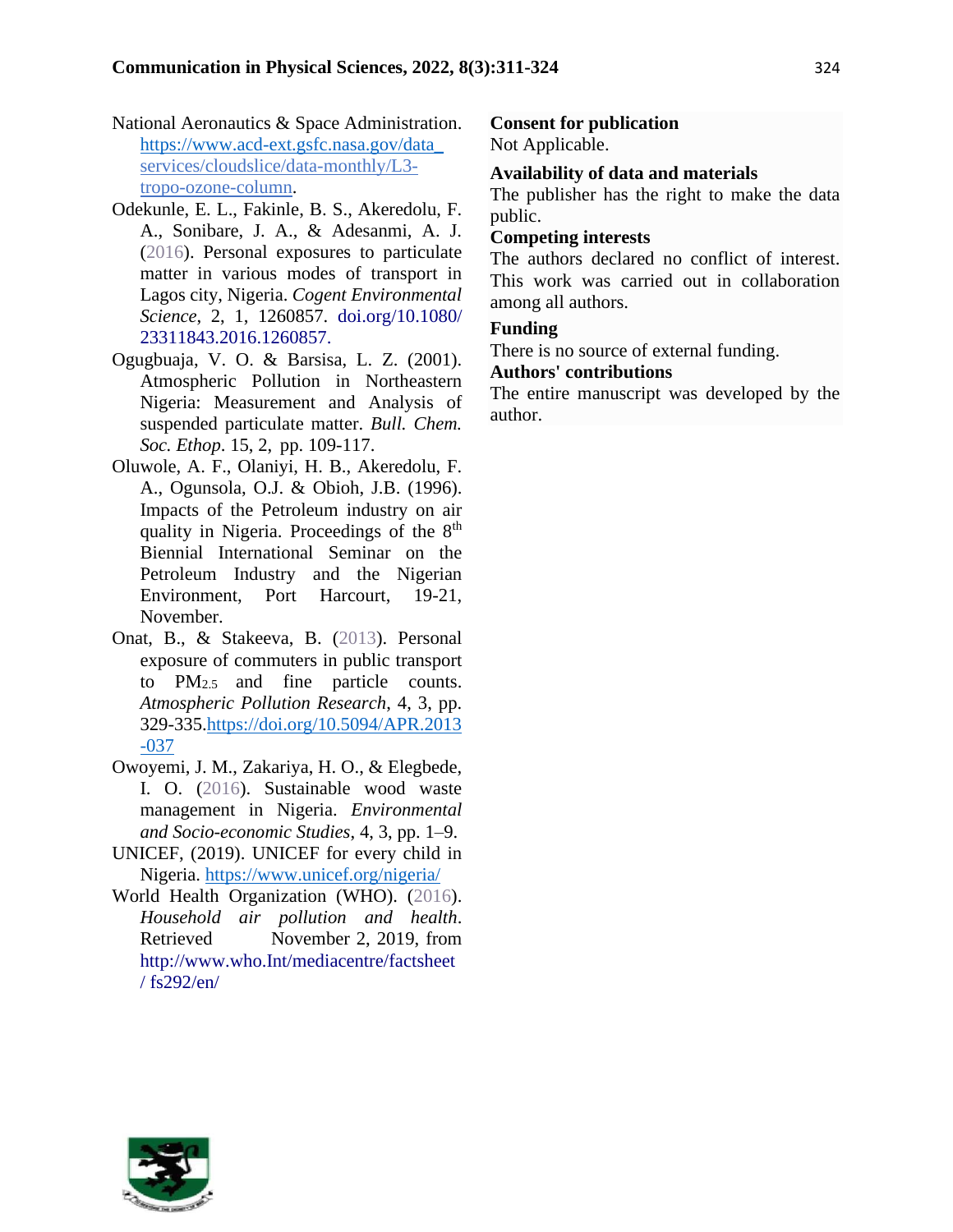National Aeronautics & Space Administration. https://www.acd-ext.gsfc.nasa.gov/data_services/cloudslice/data-monthly/L3-tropo-ozone-column.

Odekunle, E. L., Fakinle, B. S., Akeredolu, F. A., Sonibare, J. A., & Adesanmi, A. J. (2016). Personal exposures to particulate matter in various modes of transport in Lagos city, Nigeria. *Cogent Environmental Science*, 2, 1, 1260857. doi.org/10.1080/23311843.2016.1260857.

Ogugbuaja, V. O. & Barsisa, L. Z. (2001). Atmospheric Pollution in Northeastern Nigeria: Measurement and Analysis of suspended particulate matter. *Bull. Chem. Soc. Ethop*. 15, 2, pp. 109-117.

Oluwole, A. F., Olaniyi, H. B., Akeredolu, F. A., Ogunsola, O.J. & Obioh, J.B. (1996). Impacts of the Petroleum industry on air quality in Nigeria. Proceedings of the 8th Biennial International Seminar on the Petroleum Industry and the Nigerian Environment, Port Harcourt, 19-21, November.

Onat, B., & Stakeeva, B. (2013). Personal exposure of commuters in public transport to $PM_{2.5}$ and fine particle counts. *Atmospheric Pollution Research*, 4, 3, pp. 329-335.https://doi.org/10.5094/APR.2013-037

Owoyemi, J. M., Zakariya, H. O., & Elegbede, I. O. (2016). Sustainable wood waste management in Nigeria. *Environmental and Socio-economic Studies*, 4, 3, pp. 1–9.

UNICEF, (2019). UNICEF for every child in Nigeria. https://www.unicef.org/nigeria/

World Health Organization (WHO). (2016). *Household air pollution and health*. Retrieved November 2, 2019, from http://www.who.Int/mediacentre/factsheet/ fs292/en/

**Consent for publication**

Not Applicable.

**Availability of data and materials**

The publisher has the right to make the data public.

**Competing interests**

The authors declared no conflict of interest. This work was carried out in collaboration among all authors.

**Funding**

There is no source of external funding.

**Authors' contributions**

The entire manuscript was developed by the author.